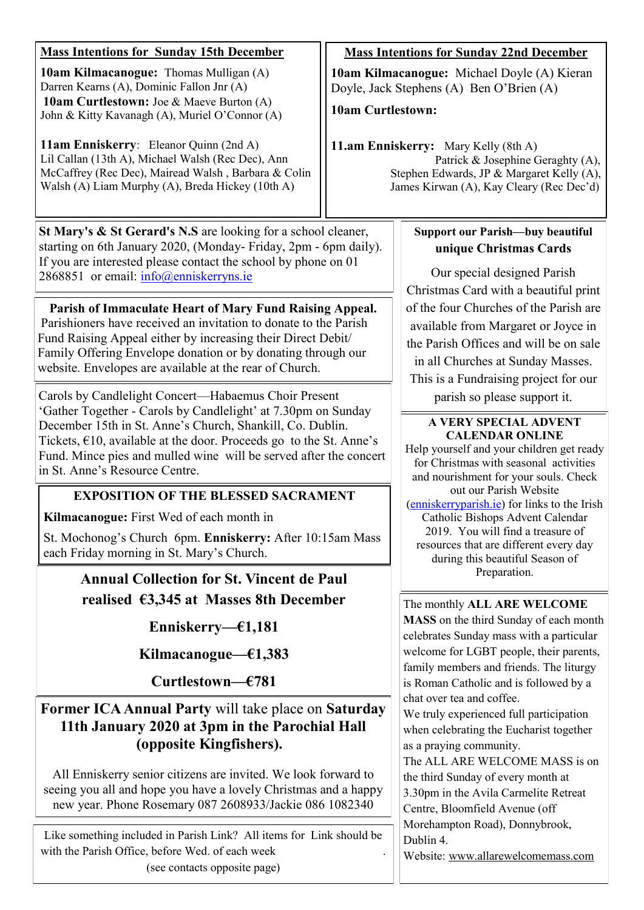## Mass Intentions for Sunday 15th December

**10am Kilmacanogue:** Thomas Mulligan (A) Darren Kearns (A), Dominic Fallon Jnr (A)

**10am Curtlestown:** Joe & Maeve Burton (A) John & Kitty Kavanagh (A), Muriel O'Connor (A)

**11am Enniskerry**: Eleanor Quinn (2nd A) Lil Callan (13th A), Michael Walsh (Rec Dec), Ann McCaffrey (Rec Dec), Mairead Walsh , Barbara & Colin Walsh (A) Liam Murphy (A), Breda Hickey (10th A)

## Mass Intentions for Sunday 22nd December

**10am Kilmacanogue:** Michael Doyle (A) Kieran Doyle, Jack Stephens (A) Ben O'Brien (A)

**10am Curtlestown:**

**11.am Enniskerry:** Mary Kelly (8th A) Patrick & Josephine Geraghty (A), Stephen Edwards, JP & Margaret Kelly (A), James Kirwan (A), Kay Cleary (Rec Dec'd)

---

**St Mary's & St Gerard's N.S** are looking for a school cleaner, starting on 6th January 2020, (Monday- Friday, 2pm - 6pm daily). If you are interested please contact the school by phone on 01 2868851 or email: info@enniskerryns.ie

**Parish of Immaculate Heart of Mary Fund Raising Appeal.** Parishioners have received an invitation to donate to the Parish Fund Raising Appeal either by increasing their Direct Debit/ Family Offering Envelope donation or by donating through our website. Envelopes are available at the rear of Church.

Carols by Candlelight Concert—Habaemus Choir Present 'Gather Together - Carols by Candlelight' at 7.30pm on Sunday December 15th in St. Anne's Church, Shankill, Co. Dublin. Tickets, €10, available at the door. Proceeds go to the St. Anne's Fund. Mince pies and mulled wine will be served after the concert in St. Anne's Resource Centre.

### EXPOSITION OF THE BLESSED SACRAMENT

**Kilmacanogue:** First Wed of each month in St. Mochonog's Church 6pm. **Enniskerry:** After 10:15am Mass each Friday morning in St. Mary's Church.

### Annual Collection for St. Vincent de Paul realised €3,345 at Masses 8th December

**Enniskerry—€1,181**

**Kilmacanogue—€1,383**

**Curtlestown—€781**

**Former ICA Annual Party** will take place on **Saturday 11th January 2020 at 3pm in the Parochial Hall (opposite Kingfishers).**

All Enniskerry senior citizens are invited. We look forward to seeing you all and hope you have a lovely Christmas and a happy new year. Phone Rosemary 087 2608933/Jackie 086 1082340

Like something included in Parish Link? All items for Link should be with the Parish Office, before Wed. of each week (see contacts opposite page)

**Support our Parish—buy beautiful unique Christmas Cards**

Our special designed Parish Christmas Card with a beautiful print of the four Churches of the Parish are available from Margaret or Joyce in the Parish Offices and will be on sale in all Churches at Sunday Masses. This is a Fundraising project for our parish so please support it.

**A VERY SPECIAL ADVENT CALENDAR ONLINE**

Help yourself and your children get ready for Christmas with seasonal activities and nourishment for your souls. Check out our Parish Website (enniskerryparish.ie) for links to the Irish Catholic Bishops Advent Calendar 2019. You will find a treasure of resources that are different every day during this beautiful Season of Preparation.

The monthly **ALL ARE WELCOME MASS** on the third Sunday of each month celebrates Sunday mass with a particular welcome for LGBT people, their parents, family members and friends. The liturgy is Roman Catholic and is followed by a chat over tea and coffee.

We truly experienced full participation when celebrating the Eucharist together as a praying community.

The ALL ARE WELCOME MASS is on the third Sunday of every month at 3.30pm in the Avila Carmelite Retreat Centre, Bloomfield Avenue (off Morehampton Road), Donnybrook, Dublin 4.

Website: www.allarewelcomemass.com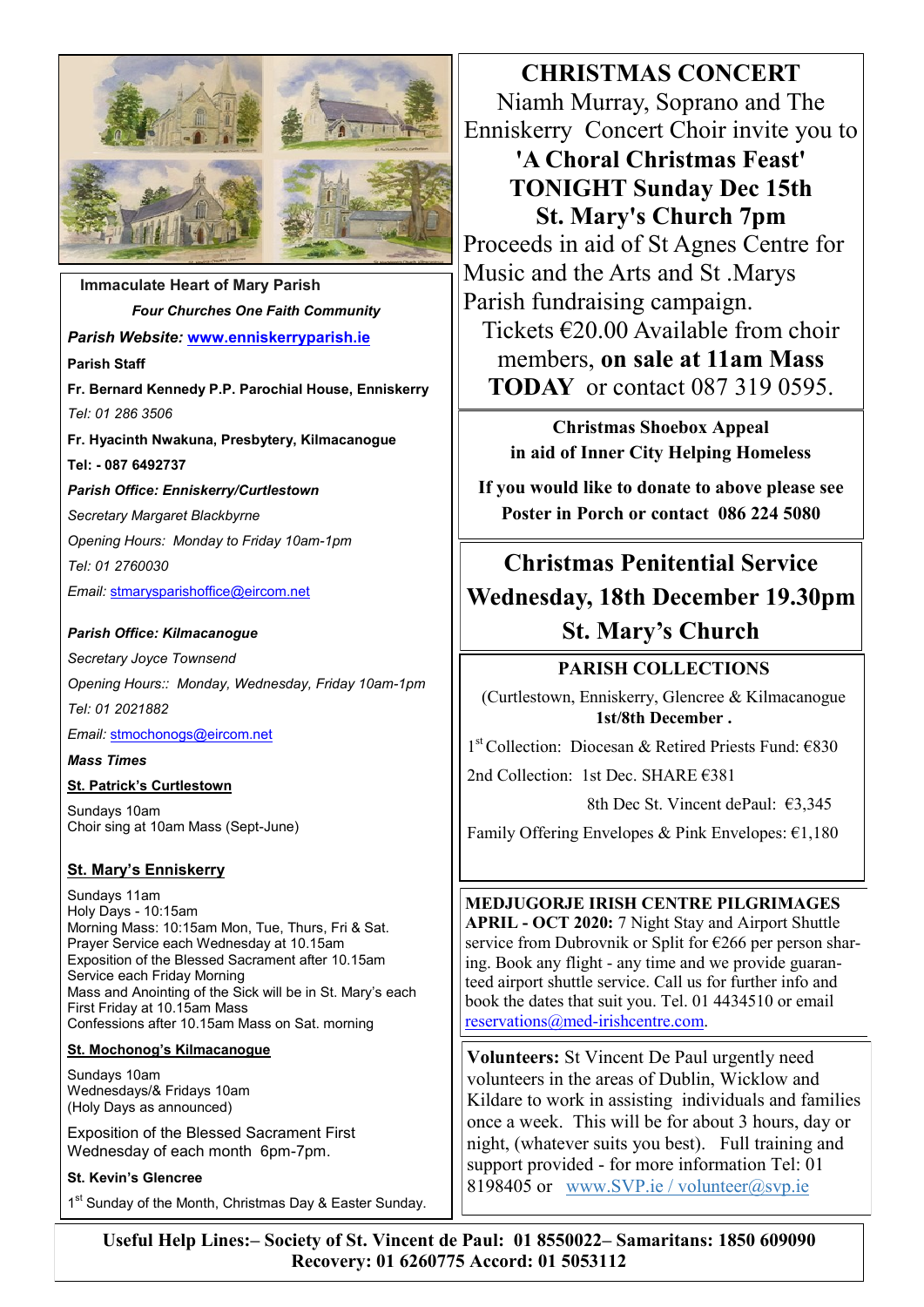**Immaculate Heart of Mary Parish**

***Four Churches One Faith Community***

***Parish Website: www.enniskerryparish.ie***

**Parish Staff**

**Fr. Bernard Kennedy P.P. Parochial House, Enniskerry**

*Tel: 01 286 3506*

**Fr. Hyacinth Nwakuna, Presbytery, Kilmacanogue**

**Tel: - 087 6492737**

***Parish Office: Enniskerry/Curtlestown***

*Secretary Margaret Blackbyrne*

*Opening Hours: Monday to Friday 10am-1pm*

*Tel: 01 2760030*

*Email: stmarysparishoffice@eircom.net*

***Parish Office: Kilmacanogue***

*Secretary Joyce Townsend*

*Opening Hours:: Monday, Wednesday, Friday 10am-1pm*

*Tel: 01 2021882*

*Email: stmochonogs@eircom.net*

***Mass Times***

**St. Patrick's Curtlestown**

Sundays 10am
Choir sing at 10am Mass (Sept-June)

**St. Mary's Enniskerry**

Sundays 11am
Holy Days - 10:15am
Morning Mass: 10:15am Mon, Tue, Thurs, Fri & Sat.
Prayer Service each Wednesday at 10.15am
Exposition of the Blessed Sacrament after 10.15am Service each Friday Morning
Mass and Anointing of the Sick will be in St. Mary's each First Friday at 10.15am Mass
Confessions after 10.15am Mass on Sat. morning

**St. Mochonog's Kilmacanogue**

Sundays 10am
Wednesdays/& Fridays 10am
(Holy Days as announced)

Exposition of the Blessed Sacrament First Wednesday of each month 6pm-7pm.

**St. Kevin's Glencree**

1st Sunday of the Month, Christmas Day & Easter Sunday.

**CHRISTMAS CONCERT**

Niamh Murray, Soprano and The Enniskerry Concert Choir invite you to **'A Choral Christmas Feast' TONIGHT Sunday Dec 15th St. Mary's Church 7pm** Proceeds in aid of St Agnes Centre for Music and the Arts and St .Marys Parish fundraising campaign. Tickets €20.00 Available from choir members, **on sale at 11am Mass TODAY** or contact 087 319 0595.

**Christmas Shoebox Appeal in aid of Inner City Helping Homeless**

**If you would like to donate to above please see Poster in Porch or contact 086 224 5080**

**Christmas Penitential Service Wednesday, 18th December 19.30pm St. Mary's Church**

**PARISH COLLECTIONS**

(Curtlestown, Enniskerry, Glencree & Kilmacanogue **1st/8th December .**

1st Collection: Diocesan & Retired Priests Fund: €830

2nd Collection: 1st Dec. SHARE €381

8th Dec St. Vincent dePaul: €3,345

Family Offering Envelopes & Pink Envelopes: €1,180

**MEDJUGORJE IRISH CENTRE PILGRIMAGES APRIL - OCT 2020:** 7 Night Stay and Airport Shuttle service from Dubrovnik or Split for €266 per person sharing. Book any flight - any time and we provide guaranteed airport shuttle service. Call us for further info and book the dates that suit you. Tel. 01 4434510 or email reservations@med-irishcentre.com.

**Volunteers:** St Vincent De Paul urgently need volunteers in the areas of Dublin, Wicklow and Kildare to work in assisting individuals and families once a week. This will be for about 3 hours, day or night, (whatever suits you best). Full training and support provided - for more information Tel: 01 8198405 or www.SVP.ie / volunteer@svp.ie

**Useful Help Lines:– Society of St. Vincent de Paul: 01 8550022– Samaritans: 1850 609090 Recovery: 01 6260775 Accord: 01 5053112**